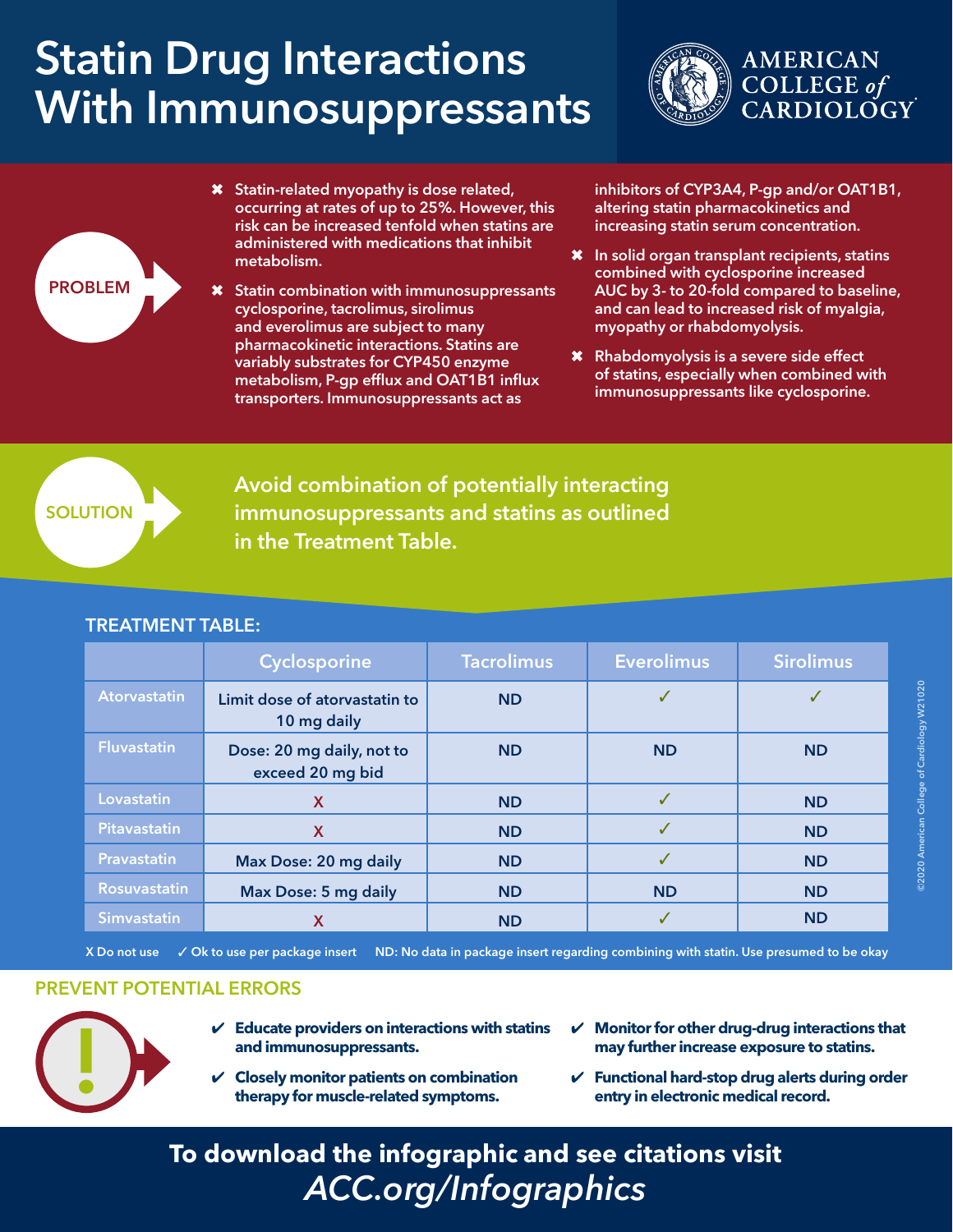# Statin Drug Interactions With Immunosuppressants

AMERICAN COLLEGE of CARDIOLOGY

## PROBLEM

- Statin-related myopathy is dose related, occurring at rates of up to 25%. However, this risk can be increased tenfold when statins are administered with medications that inhibit metabolism.
- Statin combination with immunosuppressants cyclosporine, tacrolimus, sirolimus and everolimus are subject to many pharmacokinetic interactions. Statins are variably substrates for CYP450 enzyme metabolism, P-gp efflux and OAT1B1 influx transporters. Immunosuppressants act as inhibitors of CYP3A4, P-gp and/or OAT1B1, altering statin pharmacokinetics and increasing statin serum concentration.
- In solid organ transplant recipients, statins combined with cyclosporine increased AUC by 3- to 20-fold compared to baseline, and can lead to increased risk of myalgia, myopathy or rhabdomyolysis.
- Rhabdomyolysis is a severe side effect of statins, especially when combined with immunosuppressants like cyclosporine.

## SOLUTION

Avoid combination of potentially interacting immunosuppressants and statins as outlined in the Treatment Table.

## TREATMENT TABLE:

| | Cyclosporine | Tacrolimus | Everolimus | Sirolimus |
|---|---|---|---|---|
| Atorvastatin | Limit dose of atorvastatin to 10 mg daily | ND | ✓ | ✓ |
| Fluvastatin | Dose: 20 mg daily, not to exceed 20 mg bid | ND | ND | ND |
| Lovastatin | X | ND | ✓ | ND |
| Pitavastatin | X | ND | ✓ | ND |
| Pravastatin | Max Dose: 20 mg daily | ND | ✓ | ND |
| Rosuvastatin | Max Dose: 5 mg daily | ND | ND | ND |
| Simvastatin | X | ND | ✓ | ND |

X Do not use ✓ Ok to use per package insert ND: No data in package insert regarding combining with statin. Use presumed to be okay

©2020 American College of Cardiology W21020

## PREVENT POTENTIAL ERRORS

- ✔ **Educate providers on interactions with statins and immunosuppressants.**
- ✔ **Closely monitor patients on combination therapy for muscle-related symptoms.**
- ✔ **Monitor for other drug-drug interactions that may further increase exposure to statins.**
- ✔ **Functional hard-stop drug alerts during order entry in electronic medical record.**

**To download the infographic and see citations visit**
***ACC.org/Infographics***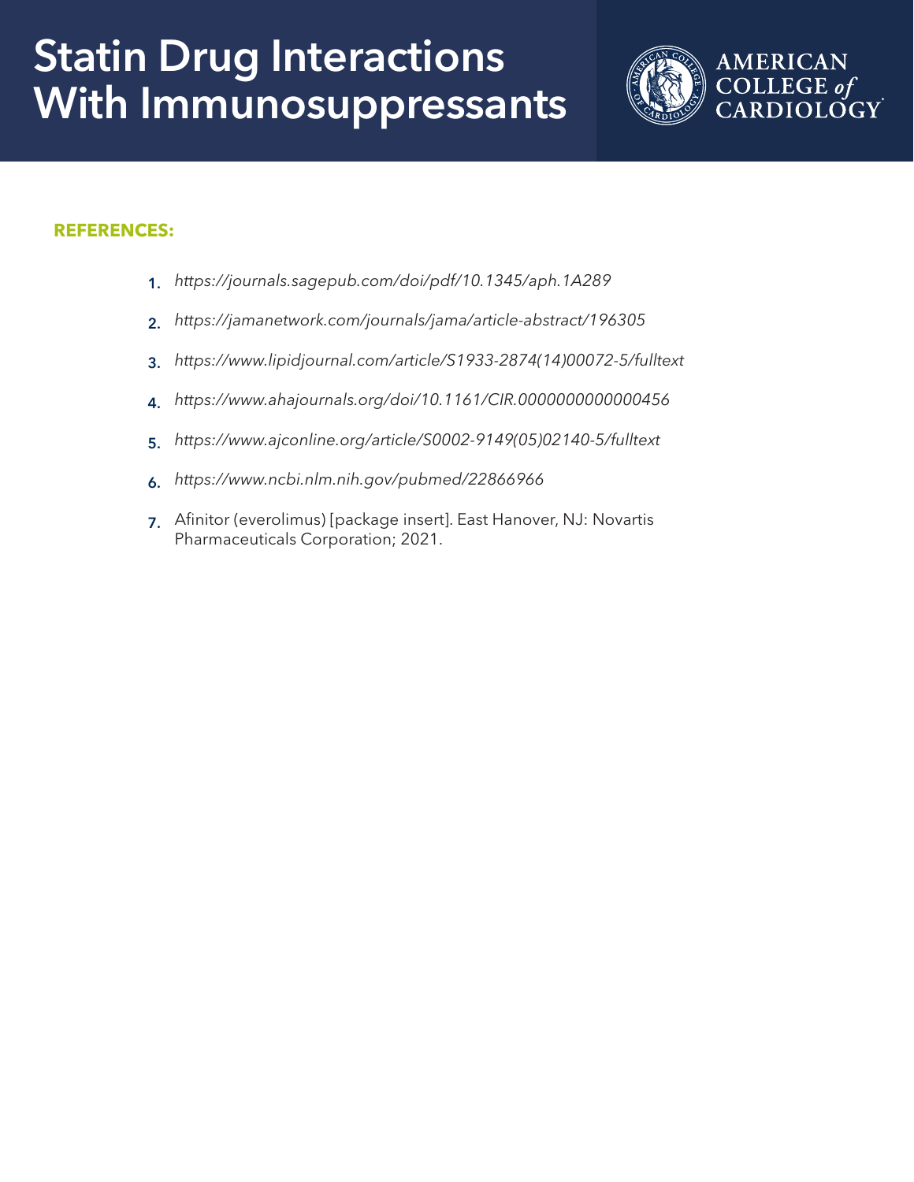# Statin Drug Interactions With Immunosuppressants

AMERICAN COLLEGE *of* CARDIOLOGY

**REFERENCES:**

1. *https://journals.sagepub.com/doi/pdf/10.1345/aph.1A289*
2. *https://jamanetwork.com/journals/jama/article-abstract/196305*
3. *https://www.lipidjournal.com/article/S1933-2874(14)00072-5/fulltext*
4. *https://www.ahajournals.org/doi/10.1161/CIR.0000000000000456*
5. *https://www.ajconline.org/article/S0002-9149(05)02140-5/fulltext*
6. *https://www.ncbi.nlm.nih.gov/pubmed/22866966*
7. Afinitor (everolimus) [package insert]. East Hanover, NJ: Novartis Pharmaceuticals Corporation; 2021.